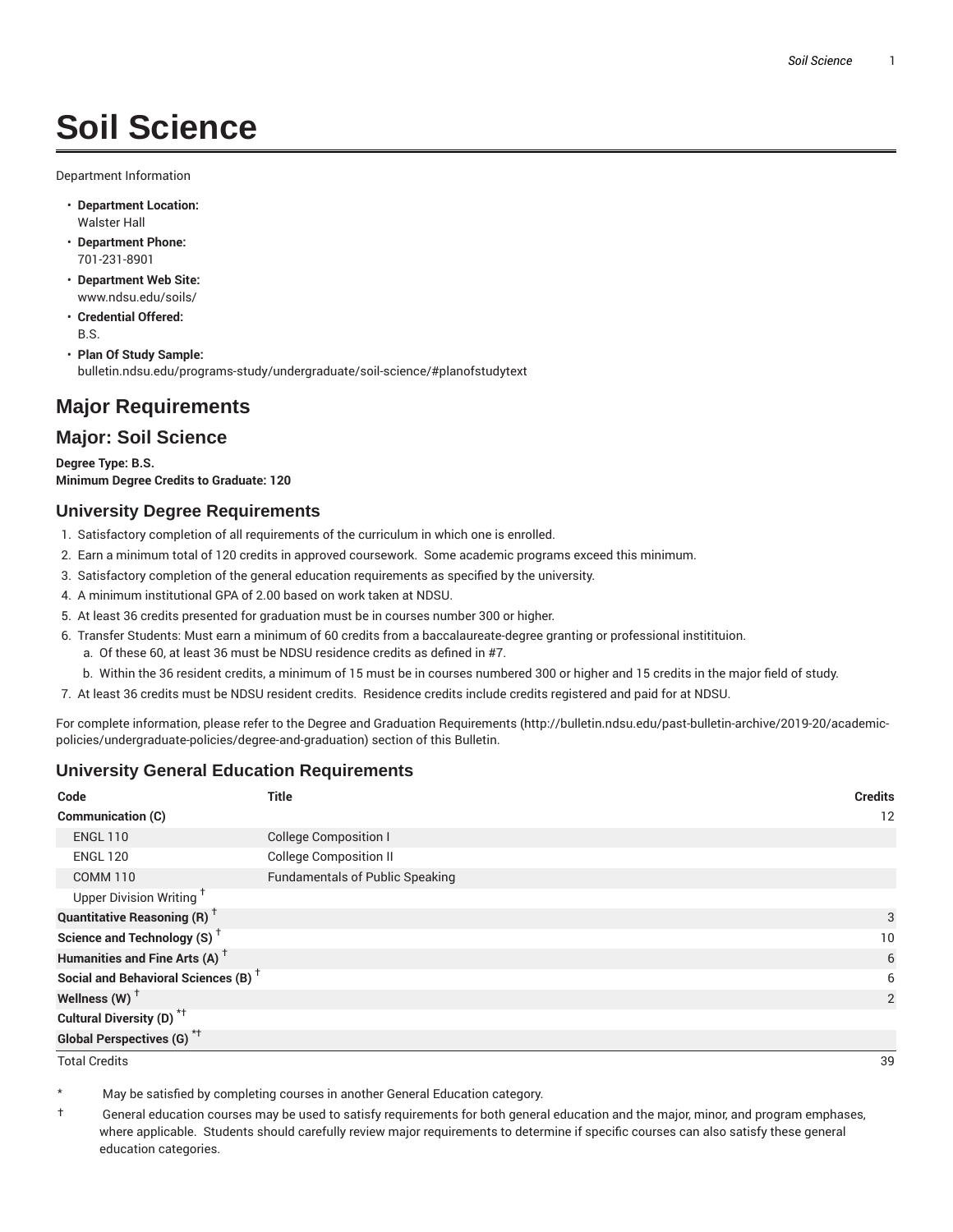# Soil Science

Department Information

- **Department Location:**
  Walster Hall
- **Department Phone:**
  701-231-8901
- **Department Web Site:**
  www.ndsu.edu/soils/
- **Credential Offered:**
  B.S.
- **Plan Of Study Sample:**
  bulletin.ndsu.edu/programs-study/undergraduate/soil-science/#planofstudytext

## Major Requirements

## Major: Soil Science

**Degree Type: B.S.**
**Minimum Degree Credits to Graduate: 120**

### University Degree Requirements

1. Satisfactory completion of all requirements of the curriculum in which one is enrolled.
2. Earn a minimum total of 120 credits in approved coursework. Some academic programs exceed this minimum.
3. Satisfactory completion of the general education requirements as specified by the university.
4. A minimum institutional GPA of 2.00 based on work taken at NDSU.
5. At least 36 credits presented for graduation must be in courses number 300 or higher.
6. Transfer Students: Must earn a minimum of 60 credits from a baccalaureate-degree granting or professional institituion.
   a. Of these 60, at least 36 must be NDSU residence credits as defined in #7.
   b. Within the 36 resident credits, a minimum of 15 must be in courses numbered 300 or higher and 15 credits in the major field of study.
7. At least 36 credits must be NDSU resident credits. Residence credits include credits registered and paid for at NDSU.

For complete information, please refer to the Degree and Graduation Requirements (http://bulletin.ndsu.edu/past-bulletin-archive/2019-20/academic-policies/undergraduate-policies/degree-and-graduation) section of this Bulletin.

### University General Education Requirements

| Code | Title | Credits |
|---|---|---|
| **Communication (C)** | | 12 |
| ENGL 110 | College Composition I | |
| ENGL 120 | College Composition II | |
| COMM 110 | Fundamentals of Public Speaking | |
| Upper Division Writing † | | |
| **Quantitative Reasoning (R) †** | | 3 |
| **Science and Technology (S) †** | | 10 |
| **Humanities and Fine Arts (A) †** | | 6 |
| **Social and Behavioral Sciences (B) †** | | 6 |
| **Wellness (W) †** | | 2 |
| **Cultural Diversity (D) *†** | | |
| **Global Perspectives (G) *†** | | |
| Total Credits | | 39 |

\* May be satisfied by completing courses in another General Education category.

† General education courses may be used to satisfy requirements for both general education and the major, minor, and program emphases, where applicable. Students should carefully review major requirements to determine if specific courses can also satisfy these general education categories.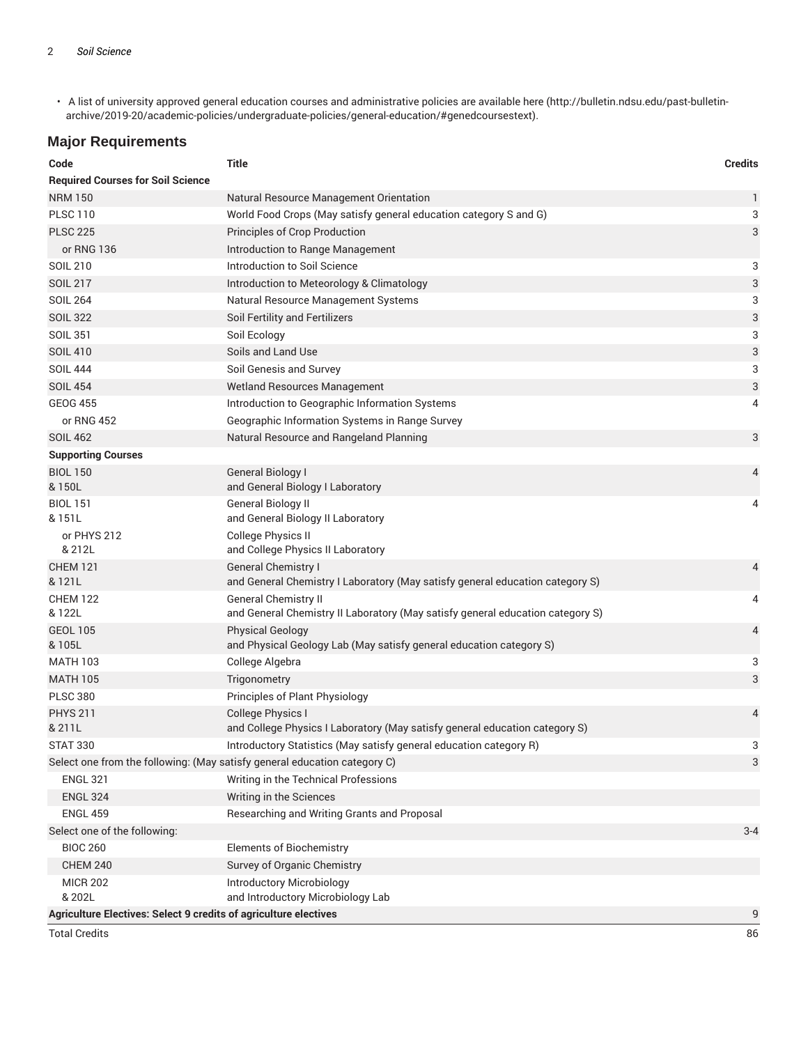- A list of university approved general education courses and administrative policies are available here (http://bulletin.ndsu.edu/past-bulletin-archive/2019-20/academic-policies/undergraduate-policies/general-education/#genedcoursestext).

## Major Requirements

| Code | Title | Credits |
|---|---|---|
| **Required Courses for Soil Science** | | |
| NRM 150 | Natural Resource Management Orientation | 1 |
| PLSC 110 | World Food Crops (May satisfy general education category S and G) | 3 |
| PLSC 225 | Principles of Crop Production | 3 |
| or RNG 136 | Introduction to Range Management | |
| SOIL 210 | Introduction to Soil Science | 3 |
| SOIL 217 | Introduction to Meteorology & Climatology | 3 |
| SOIL 264 | Natural Resource Management Systems | 3 |
| SOIL 322 | Soil Fertility and Fertilizers | 3 |
| SOIL 351 | Soil Ecology | 3 |
| SOIL 410 | Soils and Land Use | 3 |
| SOIL 444 | Soil Genesis and Survey | 3 |
| SOIL 454 | Wetland Resources Management | 3 |
| GEOG 455 | Introduction to Geographic Information Systems | 4 |
| or RNG 452 | Geographic Information Systems in Range Survey | |
| SOIL 462 | Natural Resource and Rangeland Planning | 3 |
| **Supporting Courses** | | |
| BIOL 150 & 150L | General Biology I and General Biology I Laboratory | 4 |
| BIOL 151 & 151L | General Biology II and General Biology II Laboratory | 4 |
| or PHYS 212 & 212L | College Physics II and College Physics II Laboratory | |
| CHEM 121 & 121L | General Chemistry I and General Chemistry I Laboratory (May satisfy general education category S) | 4 |
| CHEM 122 & 122L | General Chemistry II and General Chemistry II Laboratory (May satisfy general education category S) | 4 |
| GEOL 105 & 105L | Physical Geology and Physical Geology Lab (May satisfy general education category S) | 4 |
| MATH 103 | College Algebra | 3 |
| MATH 105 | Trigonometry | 3 |
| PLSC 380 | Principles of Plant Physiology | |
| PHYS 211 & 211L | College Physics I and College Physics I Laboratory (May satisfy general education category S) | 4 |
| STAT 330 | Introductory Statistics (May satisfy general education category R) | 3 |
| Select one from the following: (May satisfy general education category C) | | 3 |
| ENGL 321 | Writing in the Technical Professions | |
| ENGL 324 | Writing in the Sciences | |
| ENGL 459 | Researching and Writing Grants and Proposal | |
| Select one of the following: | | 3-4 |
| BIOC 260 | Elements of Biochemistry | |
| CHEM 240 | Survey of Organic Chemistry | |
| MICR 202 & 202L | Introductory Microbiology and Introductory Microbiology Lab | |
| **Agriculture Electives: Select 9 credits of agriculture electives** | | 9 |
| Total Credits | | 86 |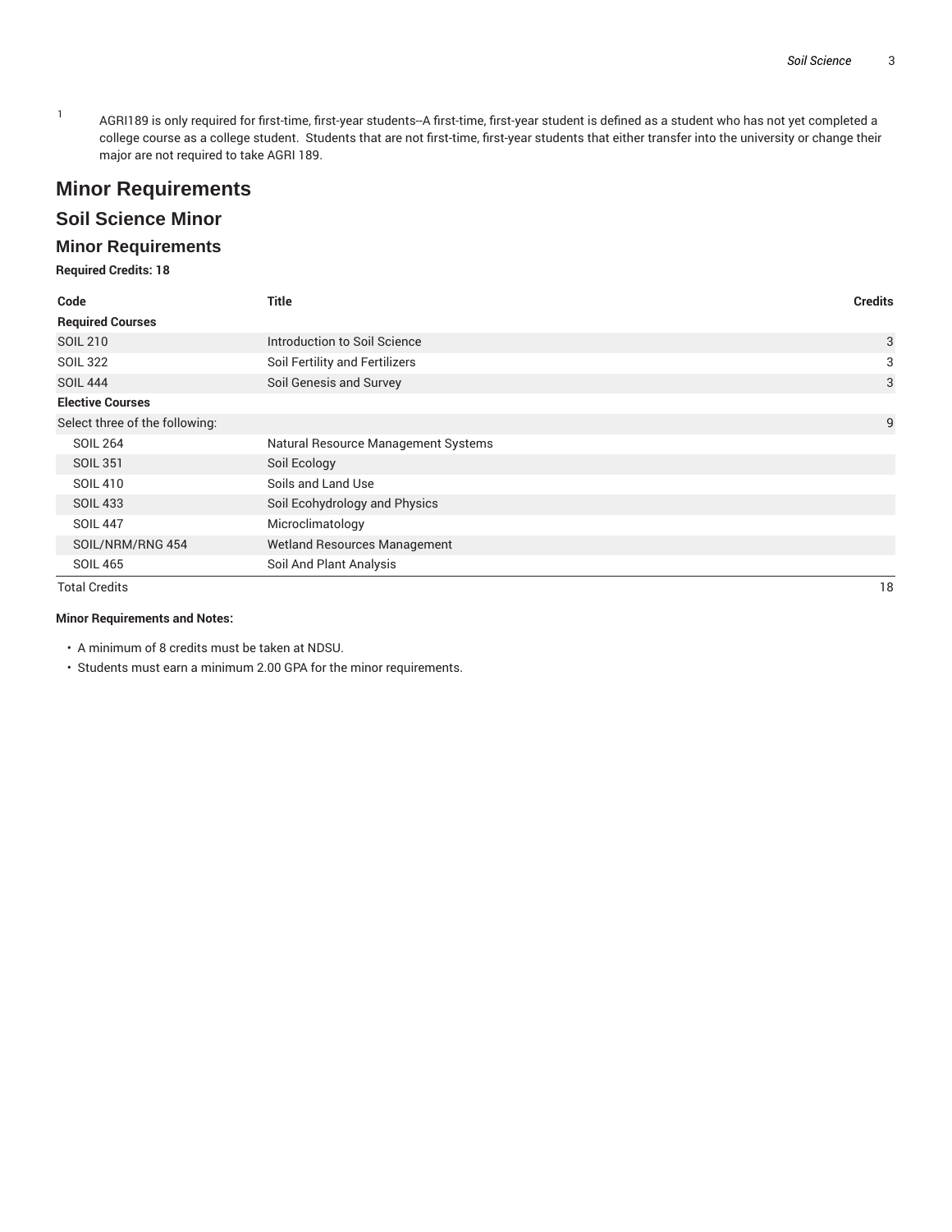[1] AGRI189 is only required for first-time, first-year students--A first-time, first-year student is defined as a student who has not yet completed a college course as a college student. Students that are not first-time, first-year students that either transfer into the university or change their major are not required to take AGRI 189.

# Minor Requirements

## Soil Science Minor

### Minor Requirements

**Required Credits: 18**

| Code | Title | Credits |
|---|---|---|
| **Required Courses** | | |
| SOIL 210 | Introduction to Soil Science | 3 |
| SOIL 322 | Soil Fertility and Fertilizers | 3 |
| SOIL 444 | Soil Genesis and Survey | 3 |
| **Elective Courses** | | |
| Select three of the following: | | 9 |
| SOIL 264 | Natural Resource Management Systems | |
| SOIL 351 | Soil Ecology | |
| SOIL 410 | Soils and Land Use | |
| SOIL 433 | Soil Ecohydrology and Physics | |
| SOIL 447 | Microclimatology | |
| SOIL/NRM/RNG 454 | Wetland Resources Management | |
| SOIL 465 | Soil And Plant Analysis | |
| Total Credits | | 18 |

**Minor Requirements and Notes:**

- A minimum of 8 credits must be taken at NDSU.
- Students must earn a minimum 2.00 GPA for the minor requirements.